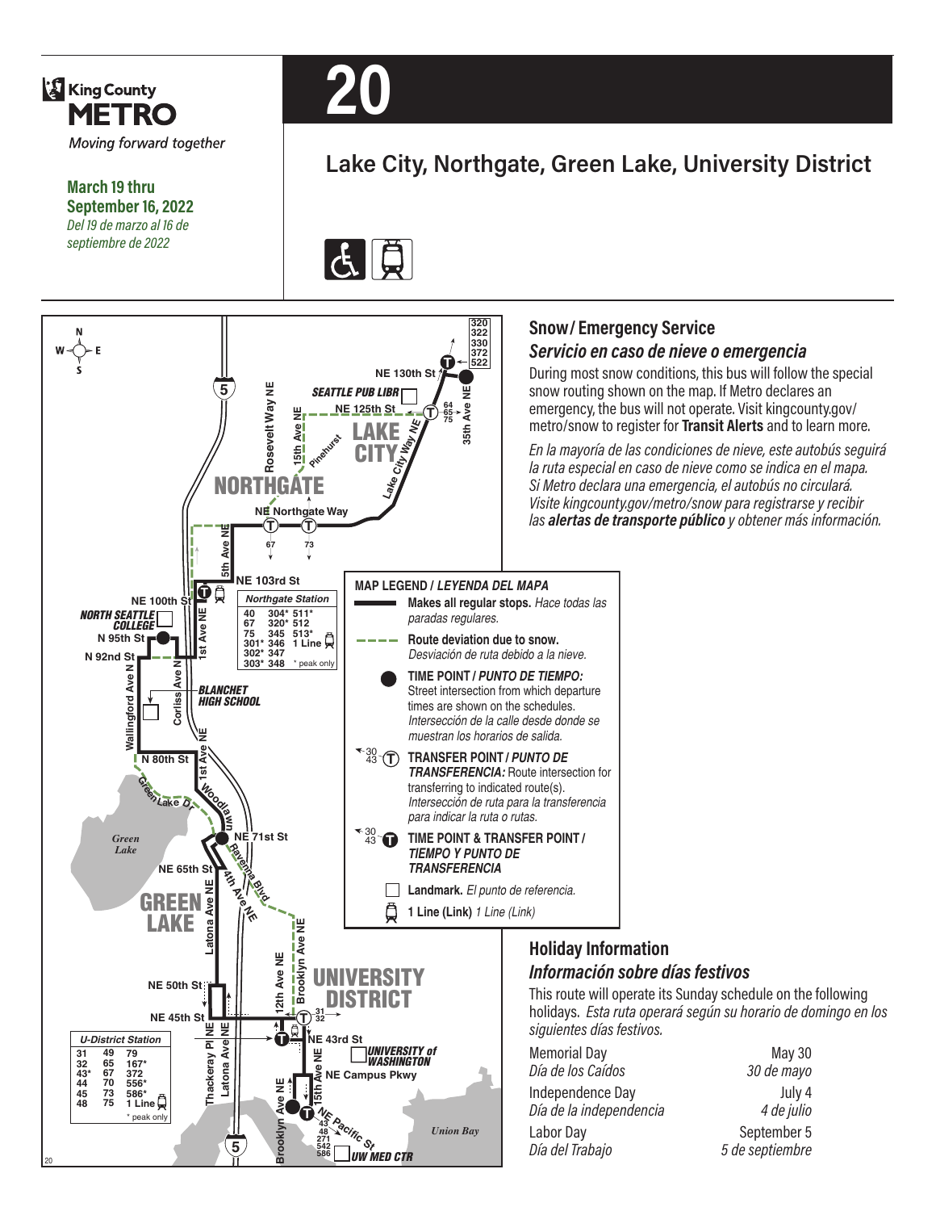King County METRO

*Moving forward together*

**March 19 thru September 16, 2022**
*Del 19 de marzo al 16 de septiembre de 2022*

# 20

## Lake City, Northgate, Green Lake, University District

MAP LEGEND / *LEYENDA DEL MAPA*

- **Makes all regular stops.** *Hace todas las paradas regulares.*
- **Route deviation due to snow.** *Desviación de ruta debido a la nieve.*
- **TIME POINT /** ***PUNTO DE TIEMPO:*** Street intersection from which departure times are shown on the schedules. *Intersección de la calle desde donde se muestran los horarios de salida.*
- **TRANSFER POINT /** ***PUNTO DE TRANSFERENCIA:*** Route intersection for transferring to indicated route(s). *Intersección de ruta para la transferencia para indicar la ruta o rutas.*
- **TIME POINT & TRANSFER POINT /** ***TIEMPO Y PUNTO DE TRANSFERENCIA***
- **Landmark.** *El punto de referencia.*
- **1 Line (Link)** *1 Line (Link)*

Northgate Station: 40, 67, 75, 301*, 302*, 303*, 304*, 320*, 345, 346, 347, 348, 511*, 512, 513*, 1 Line (* peak only)

U-District Station: 31, 32, 43*, 44, 45, 48, 49, 65, 67, 70, 73, 75, 79, 167*, 372, 556*, 586*, 1 Line (* peak only)

## Snow / Emergency Service
### *Servicio en caso de nieve o emergencia*

During most snow conditions, this bus will follow the special snow routing shown on the map. If Metro declares an emergency, the bus will not operate. Visit kingcounty.gov/metro/snow to register for **Transit Alerts** and to learn more.

*En la mayoría de las condiciones de nieve, este autobús seguirá la ruta especial en caso de nieve como se indica en el mapa. Si Metro declara una emergencia, el autobús no circulará. Visite kingcounty.gov/metro/snow para registrarse y recibir las* ***alertas de transporte público*** *y obtener más información.*

## Holiday Information
### *Información sobre días festivos*

This route will operate its Sunday schedule on the following holidays. *Esta ruta operará según su horario de domingo en los siguientes días festivos.*

| | |
|---|---|
| Memorial Day<br>*Día de los Caídos* | May 30<br>*30 de mayo* |
| Independence Day<br>*Día de la independencia* | July 4<br>*4 de julio* |
| Labor Day<br>*Día del Trabajo* | September 5<br>*5 de septiembre* |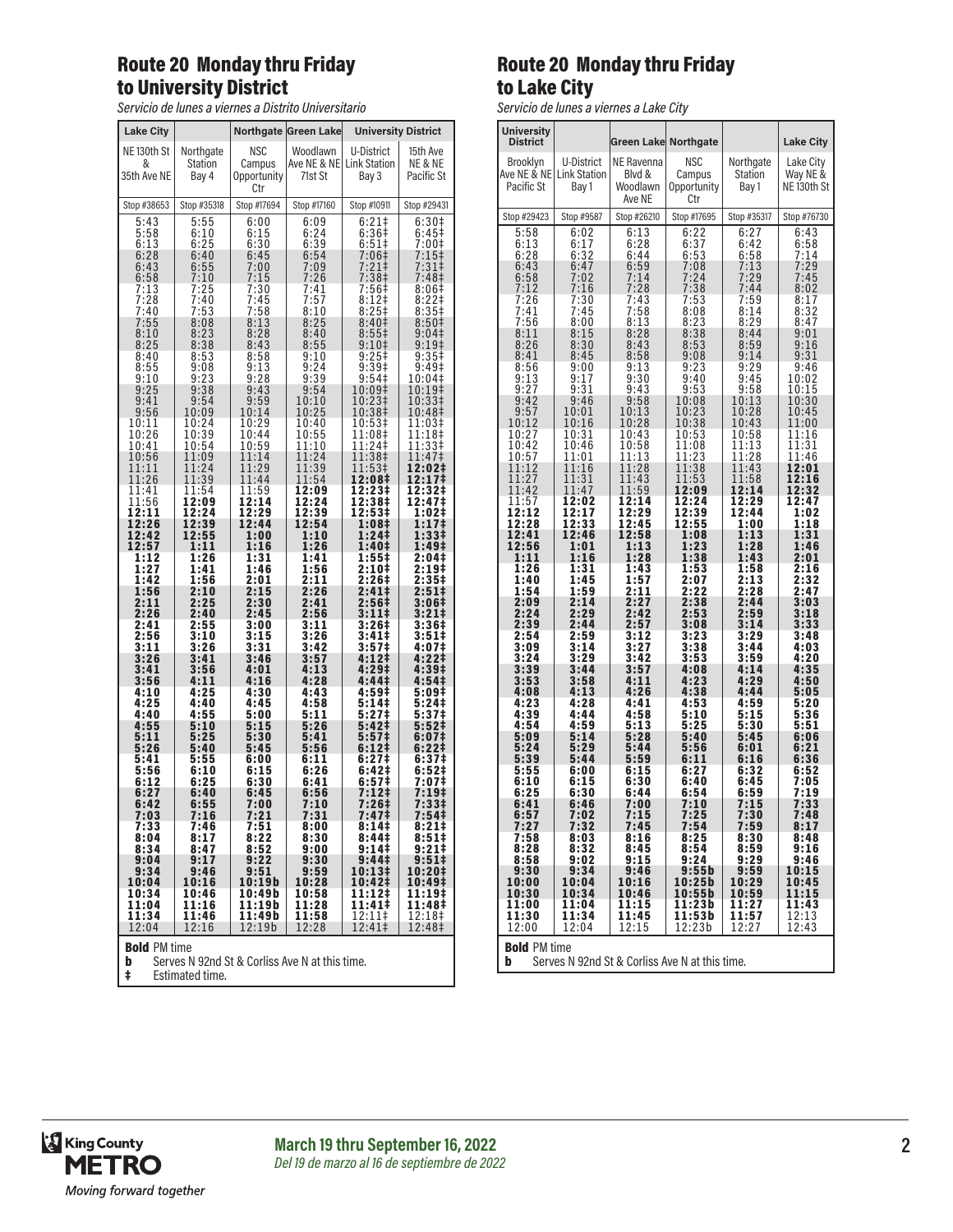## Route 20 Monday thru Friday to University District

*Servicio de lunes a viernes a Distrito Universitario*

| Lake City | | Northgate | Green Lake | University District | |
|---|---|---|---|---|---|
| NE 130th St & 35th Ave NE | Northgate Station Bay 4 | NSC Campus Opportunity Ctr | Woodlawn Ave NE & NE 71st St | U-District Link Station Bay 3 | 15th Ave NE & NE Pacific St |
| Stop #38653 | Stop #35318 | Stop #17694 | Stop #17160 | Stop #10911 | Stop #29431 |
| 5:43 | 5:55 | 6:00 | 6:09 | 6:21‡ | 6:30‡ |
| 5:58 | 6:10 | 6:15 | 6:24 | 6:36‡ | 6:45‡ |
| 6:13 | 6:25 | 6:30 | 6:39 | 6:51‡ | 7:00‡ |
| 6:28 | 6:40 | 6:45 | 6:54 | 7:06‡ | 7:15‡ |
| 6:43 | 6:55 | 7:00 | 7:09 | 7:21‡ | 7:31‡ |
| 6:58 | 7:10 | 7:15 | 7:26 | 7:38‡ | 7:48‡ |
| 7:13 | 7:25 | 7:30 | 7:41 | 7:56‡ | 8:06‡ |
| 7:28 | 7:40 | 7:45 | 7:57 | 8:12‡ | 8:22‡ |
| 7:40 | 7:53 | 7:58 | 8:10 | 8:25‡ | 8:35‡ |
| 7:55 | 8:08 | 8:13 | 8:25 | 8:40‡ | 8:50‡ |
| 8:10 | 8:23 | 8:28 | 8:40 | 8:55‡ | 9:04‡ |
| 8:25 | 8:38 | 8:43 | 8:55 | 9:10‡ | 9:19‡ |
| 8:40 | 8:53 | 8:58 | 9:10 | 9:25‡ | 9:35‡ |
| 8:55 | 9:08 | 9:13 | 9:24 | 9:39‡ | 9:49‡ |
| 9:10 | 9:23 | 9:28 | 9:39 | 9:54‡ | 10:04‡ |
| 9:25 | 9:38 | 9:43 | 9:54 | 10:09‡ | 10:19‡ |
| 9:41 | 9:54 | 9:59 | 10:10 | 10:23‡ | 10:33‡ |
| 9:56 | 10:09 | 10:14 | 10:25 | 10:38‡ | 10:48‡ |
| 10:11 | 10:24 | 10:29 | 10:40 | 10:53‡ | 11:03‡ |
| 10:26 | 10:39 | 10:44 | 10:55 | 11:08‡ | 11:18‡ |
| 10:41 | 10:54 | 10:59 | 11:10 | 11:24‡ | 11:33‡ |
| 10:56 | 11:09 | 11:14 | 11:24 | 11:38‡ | 11:47‡ |
| 11:11 | 11:24 | 11:29 | 11:39 | 11:53‡ | **12:02‡** |
| 11:26 | 11:39 | 11:44 | 11:54 | **12:08‡** | **12:17‡** |
| 11:41 | 11:54 | 11:59 | **12:09** | **12:23‡** | **12:32‡** |
| 11:56 | **12:09** | **12:14** | **12:24** | **12:38‡** | **12:47‡** |
| **12:11** | **12:24** | **12:29** | **12:39** | **12:53‡** | **1:02‡** |
| **12:26** | **12:39** | **12:44** | **12:54** | **1:08‡** | **1:17‡** |
| **12:42** | **12:55** | **1:00** | **1:10** | **1:24‡** | **1:33‡** |
| **12:57** | **1:11** | **1:16** | **1:26** | **1:40‡** | **1:49‡** |
| **1:12** | **1:26** | **1:31** | **1:41** | **1:55‡** | **2:04‡** |
| **1:27** | **1:41** | **1:46** | **1:56** | **2:10‡** | **2:19‡** |
| **1:42** | **1:56** | **2:01** | **2:11** | **2:26‡** | **2:35‡** |
| **1:56** | **2:10** | **2:15** | **2:26** | **2:41‡** | **2:51‡** |
| **2:11** | **2:25** | **2:30** | **2:41** | **2:56‡** | **3:06‡** |
| **2:26** | **2:40** | **2:45** | **2:56** | **3:11‡** | **3:21‡** |
| **2:41** | **2:55** | **3:00** | **3:11** | **3:26‡** | **3:36‡** |
| **2:56** | **3:10** | **3:15** | **3:26** | **3:41‡** | **3:51‡** |
| **3:11** | **3:26** | **3:31** | **3:42** | **3:57‡** | **4:07‡** |
| **3:26** | **3:41** | **3:46** | **3:57** | **4:12‡** | **4:22‡** |
| **3:41** | **3:56** | **4:01** | **4:13** | **4:29‡** | **4:39‡** |
| **3:56** | **4:11** | **4:16** | **4:28** | **4:44‡** | **4:54‡** |
| **4:10** | **4:25** | **4:30** | **4:43** | **4:59‡** | **5:09‡** |
| **4:25** | **4:40** | **4:45** | **4:58** | **5:14‡** | **5:24‡** |
| **4:40** | **4:55** | **5:00** | **5:11** | **5:27‡** | **5:37‡** |
| **4:55** | **5:10** | **5:15** | **5:26** | **5:42‡** | **5:52‡** |
| **5:11** | **5:25** | **5:30** | **5:41** | **5:57‡** | **6:07‡** |
| **5:26** | **5:40** | **5:45** | **5:56** | **6:12‡** | **6:22‡** |
| **5:41** | **5:55** | **6:00** | **6:11** | **6:27‡** | **6:37‡** |
| **5:56** | **6:10** | **6:15** | **6:26** | **6:42‡** | **6:52‡** |
| **6:12** | **6:25** | **6:30** | **6:41** | **6:57‡** | **7:07‡** |
| **6:27** | **6:40** | **6:45** | **6:56** | **7:12‡** | **7:19‡** |
| **6:42** | **6:55** | **7:00** | **7:10** | **7:26‡** | **7:33‡** |
| **7:03** | **7:16** | **7:21** | **7:31** | **7:47‡** | **7:54‡** |
| **7:33** | **7:46** | **7:51** | **8:00** | **8:14‡** | **8:21‡** |
| **8:04** | **8:17** | **8:22** | **8:30** | **8:44‡** | **8:51‡** |
| **8:34** | **8:47** | **8:52** | **9:00** | **9:14‡** | **9:21‡** |
| **9:04** | **9:17** | **9:22** | **9:30** | **9:44‡** | **9:51‡** |
| **9:34** | **9:46** | **9:51** | **9:59** | **10:13‡** | **10:20‡** |
| **10:04** | **10:16** | **10:19b** | **10:28** | **10:42‡** | **10:49‡** |
| **10:34** | **10:46** | **10:49b** | **10:58** | **11:12‡** | **11:19‡** |
| **11:04** | **11:16** | **11:19b** | **11:28** | **11:41‡** | **11:48‡** |
| **11:34** | **11:46** | **11:49b** | **11:58** | 12:11‡ | 12:18‡ |
| 12:04 | 12:16 | 12:19b | 12:28 | 12:41‡ | 12:48‡ |

**Bold** PM time
**b** Serves N 92nd St & Corliss Ave N at this time.
**‡** Estimated time.

## Route 20 Monday thru Friday to Lake City

*Servicio de lunes a viernes a Lake City*

| University District | | Green Lake | Northgate | | Lake City |
|---|---|---|---|---|---|
| Brooklyn Ave NE & NE Pacific St | U-District Link Station Bay 1 | NE Ravenna Blvd & Woodlawn Ave NE | NSC Campus Opportunity Ctr | Northgate Station Bay 1 | Lake City Way NE & NE 130th St |
| Stop #29423 | Stop #9587 | Stop #26210 | Stop #17695 | Stop #35317 | Stop #76730 |
| 5:58 | 6:02 | 6:13 | 6:22 | 6:27 | 6:43 |
| 6:13 | 6:17 | 6:28 | 6:37 | 6:42 | 6:58 |
| 6:28 | 6:32 | 6:44 | 6:53 | 6:58 | 7:14 |
| 6:43 | 6:47 | 6:59 | 7:08 | 7:13 | 7:29 |
| 6:58 | 7:02 | 7:14 | 7:24 | 7:29 | 7:45 |
| 7:12 | 7:16 | 7:28 | 7:38 | 7:44 | 8:02 |
| 7:26 | 7:30 | 7:43 | 7:53 | 7:59 | 8:17 |
| 7:41 | 7:45 | 7:58 | 8:08 | 8:14 | 8:32 |
| 7:56 | 8:00 | 8:13 | 8:23 | 8:29 | 8:47 |
| 8:11 | 8:15 | 8:28 | 8:38 | 8:44 | 9:01 |
| 8:26 | 8:30 | 8:43 | 8:53 | 8:59 | 9:16 |
| 8:41 | 8:45 | 8:58 | 9:08 | 9:14 | 9:31 |
| 8:56 | 9:00 | 9:13 | 9:23 | 9:29 | 9:46 |
| 9:13 | 9:17 | 9:30 | 9:40 | 9:45 | 10:02 |
| 9:27 | 9:31 | 9:43 | 9:53 | 9:58 | 10:15 |
| 9:42 | 9:46 | 9:58 | 10:08 | 10:13 | 10:30 |
| 9:57 | 10:01 | 10:13 | 10:23 | 10:28 | 10:45 |
| 10:12 | 10:16 | 10:28 | 10:38 | 10:43 | 11:00 |
| 10:27 | 10:31 | 10:43 | 10:53 | 10:58 | 11:16 |
| 10:42 | 10:46 | 10:58 | 11:08 | 11:13 | 11:31 |
| 10:57 | 11:01 | 11:13 | 11:23 | 11:28 | 11:46 |
| 11:12 | 11:16 | 11:28 | 11:38 | 11:43 | **12:01** |
| 11:27 | 11:31 | 11:43 | 11:53 | 11:58 | **12:16** |
| 11:42 | 11:47 | 11:59 | **12:09** | **12:14** | **12:32** |
| 11:57 | **12:02** | **12:14** | **12:24** | **12:29** | **12:47** |
| **12:12** | **12:17** | **12:29** | **12:39** | **12:44** | **1:02** |
| **12:28** | **12:33** | **12:45** | **12:55** | **1:00** | **1:18** |
| **12:41** | **12:46** | **12:58** | **1:08** | **1:13** | **1:31** |
| **12:56** | **1:01** | **1:13** | **1:23** | **1:28** | **1:46** |
| **1:11** | **1:16** | **1:28** | **1:38** | **1:43** | **2:01** |
| **1:26** | **1:31** | **1:43** | **1:53** | **1:58** | **2:16** |
| **1:40** | **1:45** | **1:57** | **2:07** | **2:13** | **2:32** |
| **1:54** | **1:59** | **2:11** | **2:22** | **2:28** | **2:47** |
| **2:09** | **2:14** | **2:27** | **2:38** | **2:44** | **3:03** |
| **2:24** | **2:29** | **2:42** | **2:53** | **2:59** | **3:18** |
| **2:39** | **2:44** | **2:57** | **3:08** | **3:14** | **3:33** |
| **2:54** | **2:59** | **3:12** | **3:23** | **3:29** | **3:48** |
| **3:09** | **3:14** | **3:27** | **3:38** | **3:44** | **4:03** |
| **3:24** | **3:29** | **3:42** | **3:53** | **3:59** | **4:20** |
| **3:39** | **3:44** | **3:57** | **4:08** | **4:14** | **4:35** |
| **3:53** | **3:58** | **4:11** | **4:23** | **4:29** | **4:50** |
| **4:08** | **4:13** | **4:26** | **4:38** | **4:44** | **5:05** |
| **4:23** | **4:28** | **4:41** | **4:53** | **4:59** | **5:20** |
| **4:39** | **4:44** | **4:58** | **5:10** | **5:15** | **5:36** |
| **4:54** | **4:59** | **5:13** | **5:25** | **5:30** | **5:51** |
| **5:09** | **5:14** | **5:28** | **5:40** | **5:45** | **6:06** |
| **5:24** | **5:29** | **5:44** | **5:56** | **6:01** | **6:21** |
| **5:39** | **5:44** | **5:59** | **6:11** | **6:16** | **6:36** |
| **5:55** | **6:00** | **6:15** | **6:27** | **6:32** | **6:52** |
| **6:10** | **6:15** | **6:30** | **6:40** | **6:45** | **7:05** |
| **6:25** | **6:30** | **6:44** | **6:54** | **6:59** | **7:19** |
| **6:41** | **6:46** | **7:00** | **7:10** | **7:15** | **7:33** |
| **6:57** | **7:02** | **7:15** | **7:25** | **7:30** | **7:48** |
| **7:27** | **7:32** | **7:45** | **7:54** | **7:59** | **8:17** |
| **7:58** | **8:03** | **8:16** | **8:25** | **8:30** | **8:48** |
| **8:28** | **8:32** | **8:45** | **8:54** | **8:59** | **9:16** |
| **8:58** | **9:02** | **9:15** | **9:24** | **9:29** | **9:46** |
| **9:30** | **9:34** | **9:46** | **9:55b** | **9:59** | **10:15** |
| **10:00** | **10:04** | **10:16** | **10:25b** | **10:29** | **10:45** |
| **10:30** | **10:34** | **10:46** | **10:55b** | **10:59** | **11:15** |
| **11:00** | **11:04** | **11:15** | **11:23b** | **11:27** | **11:43** |
| **11:30** | **11:34** | **11:45** | **11:53b** | **11:57** | 12:13 |
| 12:00 | 12:04 | 12:15 | 12:23b | 12:27 | 12:43 |

**Bold** PM time
**b** Serves N 92nd St & Corliss Ave N at this time.

**March 19 thru September 16, 2022**
*Del 19 de marzo al 16 de septiembre de 2022*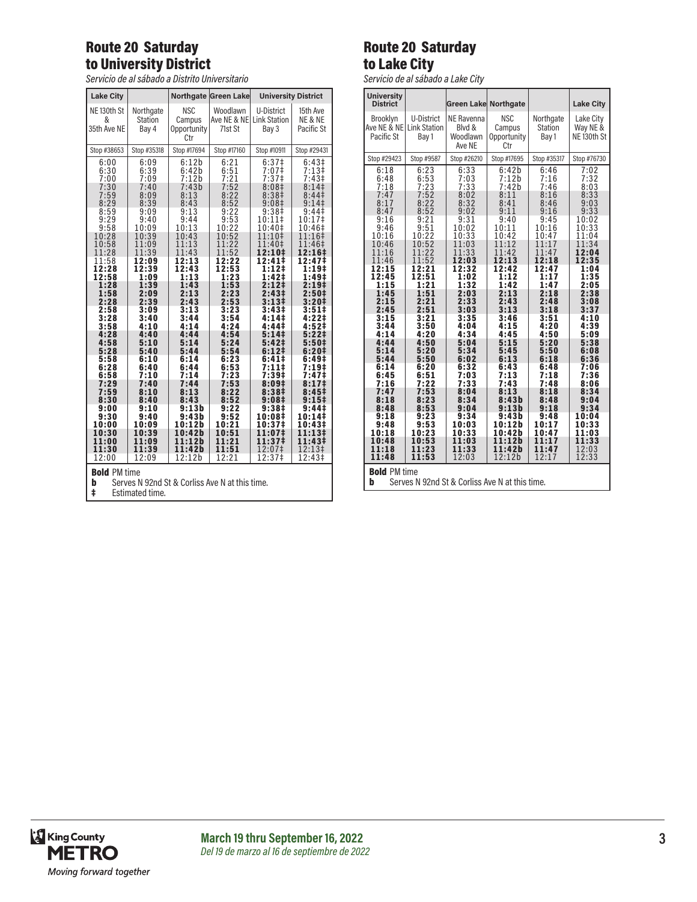## Route 20 Saturday to University District

*Servicio de al sábado a Distrito Universitario*

| Lake City | | Northgate | Green Lake | University District | |
|---|---|---|---|---|---|
| NE 130th St & 35th Ave NE | Northgate Station Bay 4 | NSC Campus Opportunity Ctr | Woodlawn Ave NE & NE 71st St | U-District Link Station Bay 3 | 15th Ave NE & NE Pacific St |
| Stop #38653 | Stop #35318 | Stop #17694 | Stop #17160 | Stop #10911 | Stop #29431 |
| 6:00 | 6:09 | 6:12b | 6:21 | 6:37‡ | 6:43‡ |
| 6:30 | 6:39 | 6:42b | 6:51 | 7:07‡ | 7:13‡ |
| 7:00 | 7:09 | 7:12b | 7:21 | 7:37‡ | 7:43‡ |
| 7:30 | 7:40 | 7:43b | 7:52 | 8:08‡ | 8:14‡ |
| 7:59 | 8:09 | 8:13 | 8:22 | 8:38‡ | 8:44‡ |
| 8:29 | 8:39 | 8:43 | 8:52 | 9:08‡ | 9:14‡ |
| 8:59 | 9:09 | 9:13 | 9:22 | 9:38‡ | 9:44‡ |
| 9:29 | 9:40 | 9:44 | 9:53 | 10:11‡ | 10:17‡ |
| 9:58 | 10:09 | 10:13 | 10:22 | 10:40‡ | 10:46‡ |
| 10:28 | 10:39 | 10:43 | 10:52 | 11:10‡ | 11:16‡ |
| 10:58 | 11:09 | 11:13 | 11:22 | 11:40‡ | 11:46‡ |
| 11:28 | 11:39 | 11:43 | 11:52 | **12:10‡** | **12:16‡** |
| 11:58 | **12:09** | **12:13** | **12:22** | **12:41‡** | **12:47‡** |
| **12:28** | **12:39** | **12:43** | **12:53** | **1:12‡** | **1:19‡** |
| **12:58** | **1:09** | **1:13** | **1:23** | **1:42‡** | **1:49‡** |
| **1:28** | **1:39** | **1:43** | **1:53** | **2:12‡** | **2:19‡** |
| **1:58** | **2:09** | **2:13** | **2:23** | **2:43‡** | **2:50‡** |
| **2:28** | **2:39** | **2:43** | **2:53** | **3:13‡** | **3:20‡** |
| **2:58** | **3:09** | **3:13** | **3:23** | **3:43‡** | **3:51‡** |
| **3:28** | **3:40** | **3:44** | **3:54** | **4:14‡** | **4:22‡** |
| **3:58** | **4:10** | **4:14** | **4:24** | **4:44‡** | **4:52‡** |
| **4:28** | **4:40** | **4:44** | **4:54** | **5:14‡** | **5:22‡** |
| **4:58** | **5:10** | **5:14** | **5:24** | **5:42‡** | **5:50‡** |
| **5:28** | **5:40** | **5:44** | **5:54** | **6:12‡** | **6:20‡** |
| **5:58** | **6:10** | **6:14** | **6:23** | **6:41‡** | **6:49‡** |
| **6:28** | **6:40** | **6:44** | **6:53** | **7:11‡** | **7:19‡** |
| **6:58** | **7:10** | **7:14** | **7:23** | **7:39‡** | **7:47‡** |
| **7:29** | **7:40** | **7:44** | **7:53** | **8:09‡** | **8:17‡** |
| **7:59** | **8:10** | **8:13** | **8:22** | **8:38‡** | **8:45‡** |
| **8:30** | **8:40** | **8:43** | **8:52** | **9:08‡** | **9:15‡** |
| **9:00** | **9:10** | **9:13b** | **9:22** | **9:38‡** | **9:44‡** |
| **9:30** | **9:40** | **9:43b** | **9:52** | **10:08‡** | **10:14‡** |
| **10:00** | **10:09** | **10:12b** | **10:21** | **10:37‡** | **10:43‡** |
| **10:30** | **10:39** | **10:42b** | **10:51** | **11:07‡** | **11:13‡** |
| **11:00** | **11:09** | **11:12b** | **11:21** | **11:37‡** | **11:43‡** |
| **11:30** | **11:39** | **11:42b** | **11:51** | 12:07‡ | 12:13‡ |
| 12:00 | 12:09 | 12:12b | 12:21 | 12:37‡ | 12:43‡ |

**Bold** PM time
**b** Serves N 92nd St & Corliss Ave N at this time.
**‡** Estimated time.

## Route 20 Saturday to Lake City

*Servicio de al sábado a Lake City*

| University District | | Green Lake | Northgate | | Lake City |
|---|---|---|---|---|---|
| Brooklyn Ave NE & NE Pacific St | U-District Link Station Bay 1 | NE Ravenna Blvd & Woodlawn Ave NE | NSC Campus Opportunity Ctr | Northgate Station Bay 1 | Lake City Way NE & NE 130th St |
| Stop #29423 | Stop #9587 | Stop #26210 | Stop #17695 | Stop #35317 | Stop #76730 |
| 6:18 | 6:23 | 6:33 | 6:42b | 6:46 | 7:02 |
| 6:48 | 6:53 | 7:03 | 7:12b | 7:16 | 7:32 |
| 7:18 | 7:23 | 7:33 | 7:42b | 7:46 | 8:03 |
| 7:47 | 7:52 | 8:02 | 8:11 | 8:16 | 8:33 |
| 8:17 | 8:22 | 8:32 | 8:41 | 8:46 | 9:03 |
| 8:47 | 8:52 | 9:02 | 9:11 | 9:16 | 9:33 |
| 9:16 | 9:21 | 9:31 | 9:40 | 9:45 | 10:02 |
| 9:46 | 9:51 | 10:02 | 10:11 | 10:16 | 10:33 |
| 10:16 | 10:22 | 10:33 | 10:42 | 10:47 | 11:04 |
| 10:46 | 10:52 | 11:03 | 11:12 | 11:17 | 11:34 |
| 11:16 | 11:22 | 11:33 | 11:42 | 11:47 | **12:04** |
| 11:46 | 11:52 | **12:03** | **12:13** | **12:18** | **12:35** |
| **12:15** | **12:21** | **12:32** | **12:42** | **12:47** | **1:04** |
| **12:45** | **12:51** | **1:02** | **1:12** | **1:17** | **1:35** |
| **1:15** | **1:21** | **1:32** | **1:42** | **1:47** | **2:05** |
| **1:45** | **1:51** | **2:03** | **2:13** | **2:18** | **2:38** |
| **2:15** | **2:21** | **2:33** | **2:43** | **2:48** | **3:08** |
| **2:45** | **2:51** | **3:03** | **3:13** | **3:18** | **3:37** |
| **3:15** | **3:21** | **3:35** | **3:46** | **3:51** | **4:10** |
| **3:44** | **3:50** | **4:04** | **4:15** | **4:20** | **4:39** |
| **4:14** | **4:20** | **4:34** | **4:45** | **4:50** | **5:09** |
| **4:44** | **4:50** | **5:04** | **5:15** | **5:20** | **5:38** |
| **5:14** | **5:20** | **5:34** | **5:45** | **5:50** | **6:08** |
| **5:44** | **5:50** | **6:02** | **6:13** | **6:18** | **6:36** |
| **6:14** | **6:20** | **6:32** | **6:43** | **6:48** | **7:06** |
| **6:45** | **6:51** | **7:03** | **7:13** | **7:18** | **7:36** |
| **7:16** | **7:22** | **7:33** | **7:43** | **7:48** | **8:06** |
| **7:47** | **7:53** | **8:04** | **8:13** | **8:18** | **8:34** |
| **8:18** | **8:23** | **8:34** | **8:43b** | **8:48** | **9:04** |
| **8:48** | **8:53** | **9:04** | **9:13b** | **9:18** | **9:34** |
| **9:18** | **9:23** | **9:34** | **9:43b** | **9:48** | **10:04** |
| **9:48** | **9:53** | **10:03** | **10:12b** | **10:17** | **10:33** |
| **10:18** | **10:23** | **10:33** | **10:42b** | **10:47** | **11:03** |
| **10:48** | **10:53** | **11:03** | **11:12b** | **11:17** | **11:33** |
| **11:18** | **11:23** | **11:33** | **11:42b** | **11:47** | 12:03 |
| **11:48** | **11:53** | 12:03 | 12:12b | 12:17 | 12:33 |

**Bold** PM time
**b** Serves N 92nd St & Corliss Ave N at this time.

King County METRO
*Moving forward together*

**March 19 thru September 16, 2022**
*Del 19 de marzo al 16 de septiembre de 2022*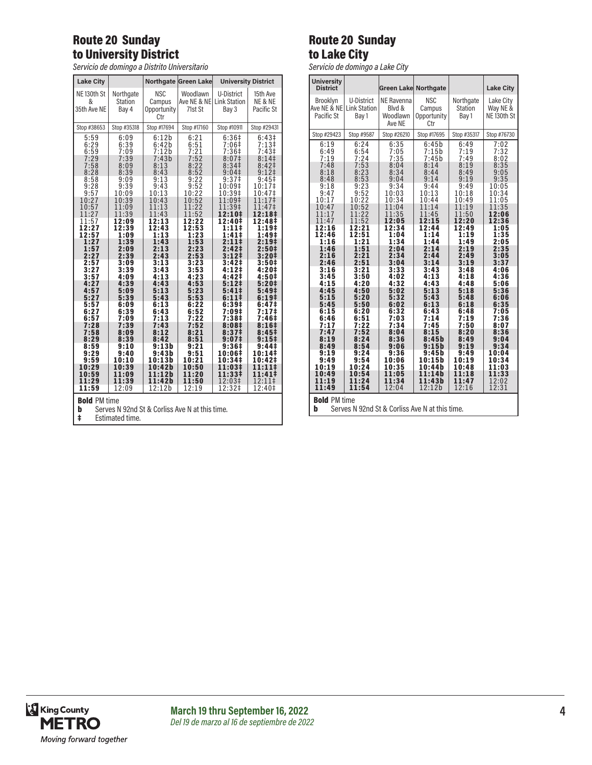## Route 20 Sunday to University District

*Servicio de domingo a Distrito Universitario*

| Lake City | | Northgate | Green Lake | University District | |
|---|---|---|---|---|---|
| NE 130th St & 35th Ave NE | Northgate Station Bay 4 | NSC Campus Opportunity Ctr | Woodlawn Ave NE & NE 71st St | U-District Link Station Bay 3 | 15th Ave NE & NE Pacific St |
| Stop #38653 | Stop #35318 | Stop #17694 | Stop #17160 | Stop #10911 | Stop #29431 |
| 5:59 | 6:09 | 6:12b | 6:21 | 6:36‡ | 6:43‡ |
| 6:29 | 6:39 | 6:42b | 6:51 | 7:06‡ | 7:13‡ |
| 6:59 | 7:09 | 7:12b | 7:21 | 7:36‡ | 7:43‡ |
| 7:29 | 7:39 | 7:43b | 7:52 | 8:07‡ | 8:14‡ |
| 7:58 | 8:09 | 8:13 | 8:22 | 8:34‡ | 8:42‡ |
| 8:28 | 8:39 | 8:43 | 8:52 | 9:04‡ | 9:12‡ |
| 8:58 | 9:09 | 9:13 | 9:22 | 9:37‡ | 9:45‡ |
| 9:28 | 9:39 | 9:43 | 9:52 | 10:09‡ | 10:17‡ |
| 9:57 | 10:09 | 10:13 | 10:22 | 10:39‡ | 10:47‡ |
| 10:27 | 10:39 | 10:43 | 10:52 | 11:09‡ | 11:17‡ |
| 10:57 | 11:09 | 11:13 | 11:22 | 11:39‡ | 11:47‡ |
| 11:27 | 11:39 | 11:43 | 11:52 | **12:10‡** | **12:18‡** |
| 11:57 | **12:09** | **12:13** | **12:22** | **12:40‡** | **12:48‡** |
| **12:27** | **12:39** | **12:43** | **12:53** | **1:11‡** | **1:19‡** |
| **12:57** | **1:09** | **1:13** | **1:23** | **1:41‡** | **1:49‡** |
| **1:27** | **1:39** | **1:43** | **1:53** | **2:11‡** | **2:19‡** |
| **1:57** | **2:09** | **2:13** | **2:23** | **2:42‡** | **2:50‡** |
| **2:27** | **2:39** | **2:43** | **2:53** | **3:12‡** | **3:20‡** |
| **2:57** | **3:09** | **3:13** | **3:23** | **3:42‡** | **3:50‡** |
| **3:27** | **3:39** | **3:43** | **3:53** | **4:12‡** | **4:20‡** |
| **3:57** | **4:09** | **4:13** | **4:23** | **4:42‡** | **4:50‡** |
| **4:27** | **4:39** | **4:43** | **4:53** | **5:12‡** | **5:20‡** |
| **4:57** | **5:09** | **5:13** | **5:23** | **5:41‡** | **5:49‡** |
| **5:27** | **5:39** | **5:43** | **5:53** | **6:11‡** | **6:19‡** |
| **5:57** | **6:09** | **6:13** | **6:22** | **6:39‡** | **6:47‡** |
| **6:27** | **6:39** | **6:43** | **6:52** | **7:09‡** | **7:17‡** |
| **6:57** | **7:09** | **7:13** | **7:22** | **7:38‡** | **7:46‡** |
| **7:28** | **7:39** | **7:43** | **7:52** | **8:08‡** | **8:16‡** |
| **7:58** | **8:09** | **8:12** | **8:21** | **8:37‡** | **8:45‡** |
| **8:29** | **8:39** | **8:42** | **8:51** | **9:07‡** | **9:15‡** |
| **8:59** | **9:10** | **9:13b** | **9:21** | **9:36‡** | **9:44‡** |
| **9:29** | **9:40** | **9:43b** | **9:51** | **10:06‡** | **10:14‡** |
| **9:59** | **10:10** | **10:13b** | **10:21** | **10:34‡** | **10:42‡** |
| **10:29** | **10:39** | **10:42b** | **10:50** | **11:03‡** | **11:11‡** |
| **10:59** | **11:09** | **11:12b** | **11:20** | **11:33‡** | **11:41‡** |
| **11:29** | **11:39** | **11:42b** | **11:50** | 12:03‡ | 12:11‡ |
| **11:59** | 12:09 | 12:12b | 12:19 | 12:32‡ | 12:40‡ |

**Bold** PM time
**b** Serves N 92nd St & Corliss Ave N at this time.
**‡** Estimated time.

## Route 20 Sunday to Lake City

*Servicio de domingo a Lake City*

| University District | | Green Lake | Northgate | | Lake City |
|---|---|---|---|---|---|
| Brooklyn Ave NE & NE Pacific St | U-District Link Station Bay 1 | NE Ravenna Blvd & Woodlawn Ave NE | NSC Campus Opportunity Ctr | Northgate Station Bay 1 | Lake City Way NE & NE 130th St |
| Stop #29423 | Stop #9587 | Stop #26210 | Stop #17695 | Stop #35317 | Stop #76730 |
| 6:19 | 6:24 | 6:35 | 6:45b | 6:49 | 7:02 |
| 6:49 | 6:54 | 7:05 | 7:15b | 7:19 | 7:32 |
| 7:19 | 7:24 | 7:35 | 7:45b | 7:49 | 8:02 |
| 7:48 | 7:53 | 8:04 | 8:14 | 8:19 | 8:35 |
| 8:18 | 8:23 | 8:34 | 8:44 | 8:49 | 9:05 |
| 8:48 | 8:53 | 9:04 | 9:14 | 9:19 | 9:35 |
| 9:18 | 9:23 | 9:34 | 9:44 | 9:49 | 10:05 |
| 9:47 | 9:52 | 10:03 | 10:13 | 10:18 | 10:34 |
| 10:17 | 10:22 | 10:34 | 10:44 | 10:49 | 11:05 |
| 10:47 | 10:52 | 11:04 | 11:14 | 11:19 | 11:35 |
| 11:17 | 11:22 | 11:35 | 11:45 | 11:50 | **12:06** |
| 11:47 | 11:52 | **12:05** | **12:15** | **12:20** | **12:36** |
| **12:16** | **12:21** | **12:34** | **12:44** | **12:49** | **1:05** |
| **12:46** | **12:51** | **1:04** | **1:14** | **1:19** | **1:35** |
| **1:16** | **1:21** | **1:34** | **1:44** | **1:49** | **2:05** |
| **1:46** | **1:51** | **2:04** | **2:14** | **2:19** | **2:35** |
| **2:16** | **2:21** | **2:34** | **2:44** | **2:49** | **3:05** |
| **2:46** | **2:51** | **3:04** | **3:14** | **3:19** | **3:37** |
| **3:16** | **3:21** | **3:33** | **3:43** | **3:48** | **4:06** |
| **3:45** | **3:50** | **4:02** | **4:13** | **4:18** | **4:36** |
| **4:15** | **4:20** | **4:32** | **4:43** | **4:48** | **5:06** |
| **4:45** | **4:50** | **5:02** | **5:13** | **5:18** | **5:36** |
| **5:15** | **5:20** | **5:32** | **5:43** | **5:48** | **6:06** |
| **5:45** | **5:50** | **6:02** | **6:13** | **6:18** | **6:35** |
| **6:15** | **6:20** | **6:32** | **6:43** | **6:48** | **7:05** |
| **6:46** | **6:51** | **7:03** | **7:14** | **7:19** | **7:36** |
| **7:17** | **7:22** | **7:34** | **7:45** | **7:50** | **8:07** |
| **7:47** | **7:52** | **8:04** | **8:15** | **8:20** | **8:36** |
| **8:19** | **8:24** | **8:36** | **8:45b** | **8:49** | **9:04** |
| **8:49** | **8:54** | **9:06** | **9:15b** | **9:19** | **9:34** |
| **9:19** | **9:24** | **9:36** | **9:45b** | **9:49** | **10:04** |
| **9:49** | **9:54** | **10:06** | **10:15b** | **10:19** | **10:34** |
| **10:19** | **10:24** | **10:35** | **10:44b** | **10:48** | **11:03** |
| **10:49** | **10:54** | **11:05** | **11:14b** | **11:18** | **11:33** |
| **11:19** | **11:24** | **11:34** | **11:43b** | **11:47** | 12:02 |
| **11:49** | **11:54** | 12:04 | 12:12b | 12:16 | 12:31 |

**Bold** PM time
**b** Serves N 92nd St & Corliss Ave N at this time.

King County METRO
*Moving forward together*

**March 19 thru September 16, 2022**
*Del 19 de marzo al 16 de septiembre de 2022*